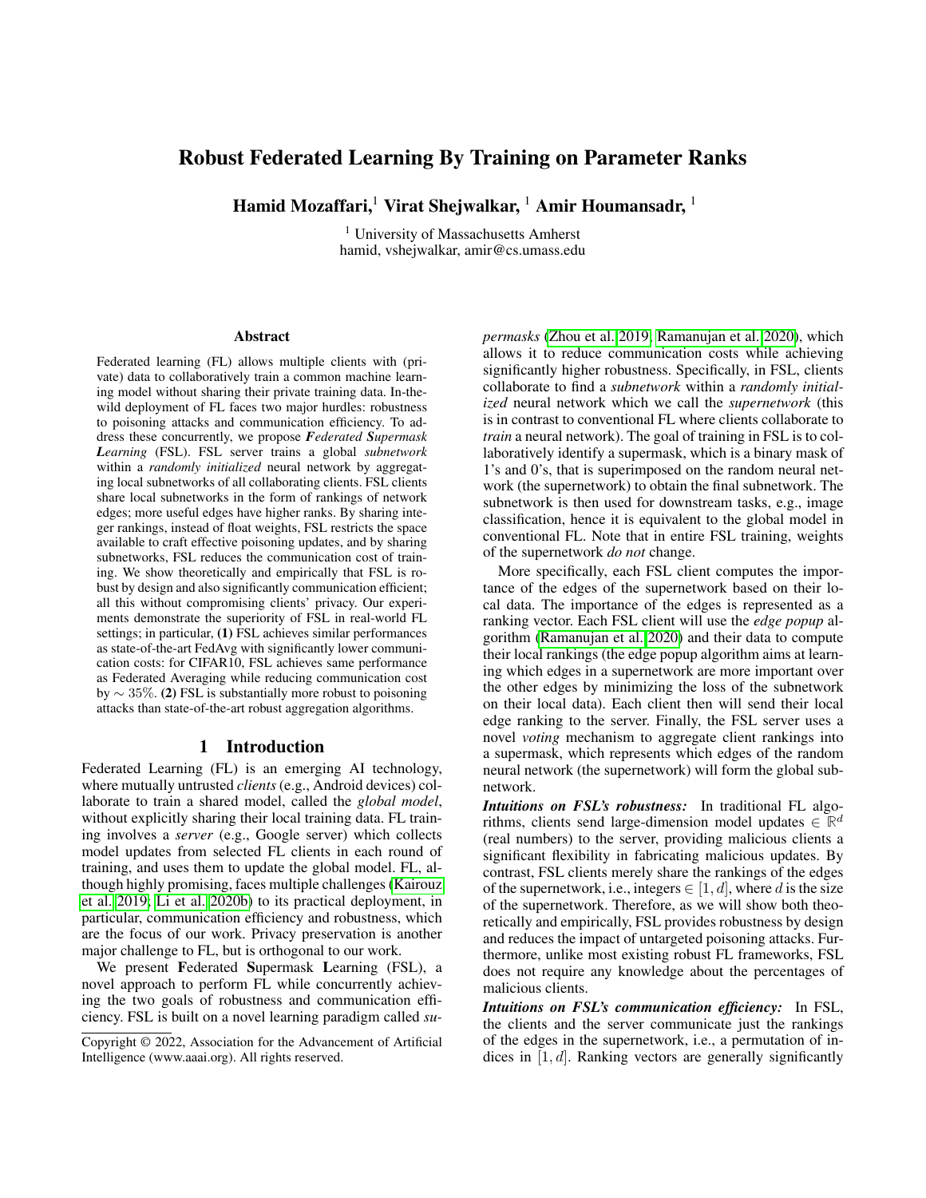# Robust Federated Learning By Training on Parameter Ranks

**Hamid Mozaffari,**[1] **Virat Shejwalkar,** [1] **Amir Houmansadr,** [1]

[1] University of Massachusetts Amherst
hamid, vshejwalkar, amir@cs.umass.edu

## Abstract

Federated learning (FL) allows multiple clients with (private) data to collaboratively train a common machine learning model without sharing their private training data. In-the-wild deployment of FL faces two major hurdles: robustness to poisoning attacks and communication efficiency. To address these concurrently, we propose ***F**ederated **S**upermask **L**earning* (FSL). FSL server trains a global *subnetwork* within a *randomly initialized* neural network by aggregating local subnetworks of all collaborating clients. FSL clients share local subnetworks in the form of rankings of network edges; more useful edges have higher ranks. By sharing integer rankings, instead of float weights, FSL restricts the space available to craft effective poisoning updates, and by sharing subnetworks, FSL reduces the communication cost of training. We show theoretically and empirically that FSL is robust by design and also significantly communication efficient; all this without compromising clients' privacy. Our experiments demonstrate the superiority of FSL in real-world FL settings; in particular, **(1)** FSL achieves similar performances as state-of-the-art FedAvg with significantly lower communication costs: for CIFAR10, FSL achieves same performance as Federated Averaging while reducing communication cost by $\sim 35\%$. **(2)** FSL is substantially more robust to poisoning attacks than state-of-the-art robust aggregation algorithms.

## 1 Introduction

Federated Learning (FL) is an emerging AI technology, where mutually untrusted *clients* (e.g., Android devices) collaborate to train a shared model, called the *global model*, without explicitly sharing their local training data. FL training involves a *server* (e.g., Google server) which collects model updates from selected FL clients in each round of training, and uses them to update the global model. FL, although highly promising, faces multiple challenges (Kairouz et al. 2019; Li et al. 2020b) to its practical deployment, in particular, communication efficiency and robustness, which are the focus of our work. Privacy preservation is another major challenge to FL, but is orthogonal to our work.

We present **F**ederated **S**upermask **L**earning (FSL), a novel approach to perform FL while concurrently achieving the two goals of robustness and communication efficiency. FSL is built on a novel learning paradigm called *supermasks* (Zhou et al. 2019; Ramanujan et al. 2020), which allows it to reduce communication costs while achieving significantly higher robustness. Specifically, in FSL, clients collaborate to find a *subnetwork* within a *randomly initialized* neural network which we call the *supernetwork* (this is in contrast to conventional FL where clients collaborate to *train* a neural network). The goal of training in FSL is to collaboratively identify a supermask, which is a binary mask of 1's and 0's, that is superimposed on the random neural network (the supernetwork) to obtain the final subnetwork. The subnetwork is then used for downstream tasks, e.g., image classification, hence it is equivalent to the global model in conventional FL. Note that in entire FSL training, weights of the supernetwork *do not* change.

More specifically, each FSL client computes the importance of the edges of the supernetwork based on their local data. The importance of the edges is represented as a ranking vector. Each FSL client will use the *edge popup* algorithm (Ramanujan et al. 2020) and their data to compute their local rankings (the edge popup algorithm aims at learning which edges in a supernetwork are more important over the other edges by minimizing the loss of the subnetwork on their local data). Each client then will send their local edge ranking to the server. Finally, the FSL server uses a novel *voting* mechanism to aggregate client rankings into a supermask, which represents which edges of the random neural network (the supernetwork) will form the global subnetwork.

***Intuitions on FSL's robustness:*** In traditional FL algorithms, clients send large-dimension model updates $\in \mathbb{R}^d$ (real numbers) to the server, providing malicious clients a significant flexibility in fabricating malicious updates. By contrast, FSL clients merely share the rankings of the edges of the supernetwork, i.e., integers $\in [1, d]$, where $d$ is the size of the supernetwork. Therefore, as we will show both theoretically and empirically, FSL provides robustness by design and reduces the impact of untargeted poisoning attacks. Furthermore, unlike most existing robust FL frameworks, FSL does not require any knowledge about the percentages of malicious clients.

***Intuitions on FSL's communication efficiency:*** In FSL, the clients and the server communicate just the rankings of the edges in the supernetwork, i.e., a permutation of indices in $[1, d]$. Ranking vectors are generally significantly

Copyright © 2022, Association for the Advancement of Artificial Intelligence (www.aaai.org). All rights reserved.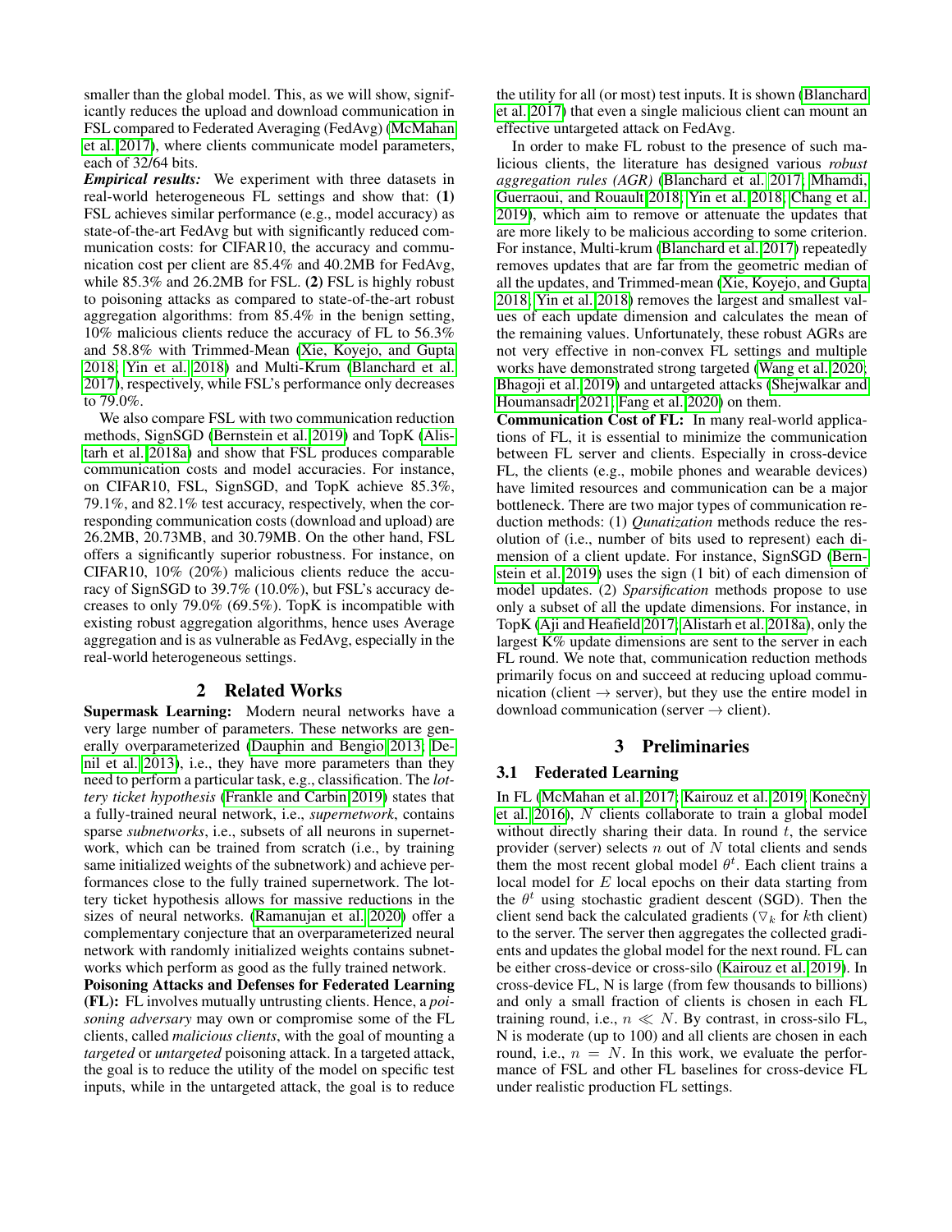smaller than the global model. This, as we will show, significantly reduces the upload and download communication in FSL compared to Federated Averaging (FedAvg) (McMahan et al. 2017), where clients communicate model parameters, each of 32/64 bits.

***Empirical results:*** We experiment with three datasets in real-world heterogeneous FL settings and show that: **(1)** FSL achieves similar performance (e.g., model accuracy) as state-of-the-art FedAvg but with significantly reduced communication costs: for CIFAR10, the accuracy and communication cost per client are 85.4% and 40.2MB for FedAvg, while 85.3% and 26.2MB for FSL. **(2)** FSL is highly robust to poisoning attacks as compared to state-of-the-art robust aggregation algorithms: from 85.4% in the benign setting, 10% malicious clients reduce the accuracy of FL to 56.3% and 58.8% with Trimmed-Mean (Xie, Koyejo, and Gupta 2018; Yin et al. 2018) and Multi-Krum (Blanchard et al. 2017), respectively, while FSL's performance only decreases to 79.0%.

We also compare FSL with two communication reduction methods, SignSGD (Bernstein et al. 2019) and TopK (Alistarh et al. 2018a) and show that FSL produces comparable communication costs and model accuracies. For instance, on CIFAR10, FSL, SignSGD, and TopK achieve 85.3%, 79.1%, and 82.1% test accuracy, respectively, when the corresponding communication costs (download and upload) are 26.2MB, 20.73MB, and 30.79MB. On the other hand, FSL offers a significantly superior robustness. For instance, on CIFAR10, 10% (20%) malicious clients reduce the accuracy of SignSGD to 39.7% (10.0%), but FSL's accuracy decreases to only 79.0% (69.5%). TopK is incompatible with existing robust aggregation algorithms, hence uses Average aggregation and is as vulnerable as FedAvg, especially in the real-world heterogeneous settings.

## 2 Related Works

**Supermask Learning:** Modern neural networks have a very large number of parameters. These networks are generally overparameterized (Dauphin and Bengio 2013; Denil et al. 2013), i.e., they have more parameters than they need to perform a particular task, e.g., classification. The *lottery ticket hypothesis* (Frankle and Carbin 2019) states that a fully-trained neural network, i.e., *supernetwork*, contains sparse *subnetworks*, i.e., subsets of all neurons in supernetwork, which can be trained from scratch (i.e., by training same initialized weights of the subnetwork) and achieve performances close to the fully trained supernetwork. The lottery ticket hypothesis allows for massive reductions in the sizes of neural networks. (Ramanujan et al. 2020) offer a complementary conjecture that an overparameterized neural network with randomly initialized weights contains subnetworks which perform as good as the fully trained network.

**Poisoning Attacks and Defenses for Federated Learning (FL):** FL involves mutually untrusting clients. Hence, a *poisoning adversary* may own or compromise some of the FL clients, called *malicious clients*, with the goal of mounting a *targeted* or *untargeted* poisoning attack. In a targeted attack, the goal is to reduce the utility of the model on specific test inputs, while in the untargeted attack, the goal is to reduce the utility for all (or most) test inputs. It is shown (Blanchard et al. 2017) that even a single malicious client can mount an effective untargeted attack on FedAvg.

In order to make FL robust to the presence of such malicious clients, the literature has designed various *robust aggregation rules (AGR)* (Blanchard et al. 2017; Mhamdi, Guerraoui, and Rouault 2018; Yin et al. 2018; Chang et al. 2019), which aim to remove or attenuate the updates that are more likely to be malicious according to some criterion. For instance, Multi-krum (Blanchard et al. 2017) repeatedly removes updates that are far from the geometric median of all the updates, and Trimmed-mean (Xie, Koyejo, and Gupta 2018; Yin et al. 2018) removes the largest and smallest values of each update dimension and calculates the mean of the remaining values. Unfortunately, these robust AGRs are not very effective in non-convex FL settings and multiple works have demonstrated strong targeted (Wang et al. 2020; Bhagoji et al. 2019) and untargeted attacks (Shejwalkar and Houmansadr 2021; Fang et al. 2020) on them.

**Communication Cost of FL:** In many real-world applications of FL, it is essential to minimize the communication between FL server and clients. Especially in cross-device FL, the clients (e.g., mobile phones and wearable devices) have limited resources and communication can be a major bottleneck. There are two major types of communication reduction methods: (1) *Qunatization* methods reduce the resolution of (i.e., number of bits used to represent) each dimension of a client update. For instance, SignSGD (Bernstein et al. 2019) uses the sign (1 bit) of each dimension of model updates. (2) *Sparsification* methods propose to use only a subset of all the update dimensions. For instance, in TopK (Aji and Heafield 2017; Alistarh et al. 2018a), only the largest K% update dimensions are sent to the server in each FL round. We note that, communication reduction methods primarily focus on and succeed at reducing upload communication (client → server), but they use the entire model in download communication (server → client).

## 3 Preliminaries

### 3.1 Federated Learning

In FL (McMahan et al. 2017; Kairouz et al. 2019; Konečný et al. 2016), $N$ clients collaborate to train a global model without directly sharing their data. In round $t$, the service provider (server) selects $n$ out of $N$ total clients and sends them the most recent global model $\theta^t$. Each client trains a local model for $E$ local epochs on their data starting from the $\theta^t$ using stochastic gradient descent (SGD). Then the client send back the calculated gradients ($\triangledown_k$ for $k$th client) to the server. The server then aggregates the collected gradients and updates the global model for the next round. FL can be either cross-device or cross-silo (Kairouz et al. 2019). In cross-device FL, N is large (from few thousands to billions) and only a small fraction of clients is chosen in each FL training round, i.e., $n \ll N$. By contrast, in cross-silo FL, N is moderate (up to 100) and all clients are chosen in each round, i.e., $n = N$. In this work, we evaluate the performance of FSL and other FL baselines for cross-device FL under realistic production FL settings.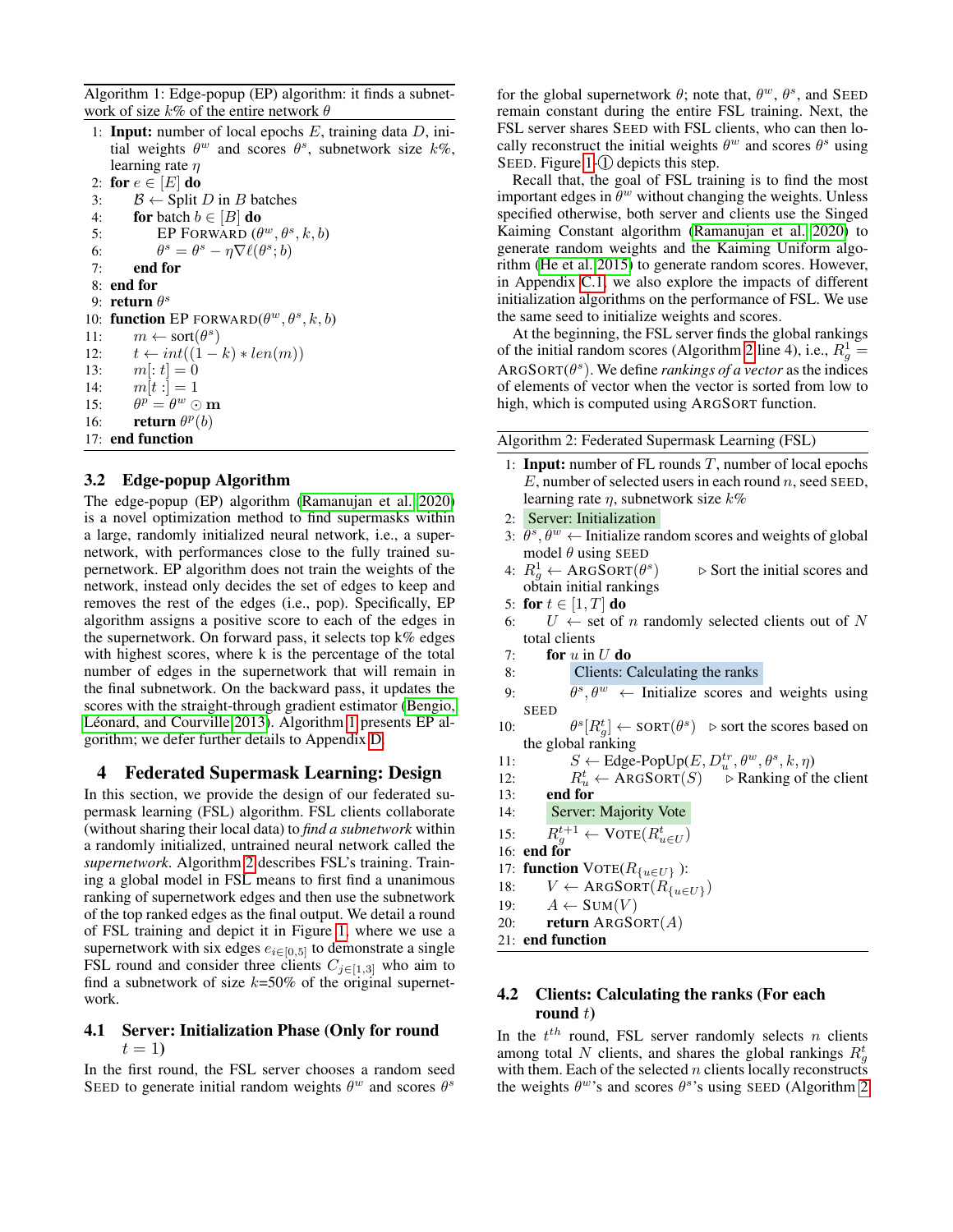Algorithm 1: Edge-popup (EP) algorithm: it finds a subnetwork of size $k$% of the entire network $\theta$

```
1:  Input: number of local epochs E, training data D, initial weights θ^w and scores θ^s, subnetwork size k%, learning rate η
2:  for e ∈ [E] do
3:      B ← Split D in B batches
4:      for batch b ∈ [B] do
5:          EP FORWARD (θ^w, θ^s, k, b)
6:          θ^s = θ^s − η∇ℓ(θ^s; b)
7:      end for
8:  end for
9:  return θ^s
10: function EP FORWARD(θ^w, θ^s, k, b)
11:     m ← sort(θ^s)
12:     t ← int((1 − k) ∗ len(m))
13:     m[: t] = 0
14:     m[t :] = 1
15:     θ^p = θ^w ⊙ m
16:     return θ^p(b)
17: end function
```

### 3.2 Edge-popup Algorithm

The edge-popup (EP) algorithm (Ramanujan et al. 2020) is a novel optimization method to find supermasks within a large, randomly initialized neural network, i.e., a supernetwork, with performances close to the fully trained supernetwork. EP algorithm does not train the weights of the network, instead only decides the set of edges to keep and removes the rest of the edges (i.e., pop). Specifically, EP algorithm assigns a positive score to each of the edges in the supernetwork. On forward pass, it selects top k% edges with highest scores, where k is the percentage of the total number of edges in the supernetwork that will remain in the final subnetwork. On the backward pass, it updates the scores with the straight-through gradient estimator (Bengio, Léonard, and Courville 2013). Algorithm 1 presents EP algorithm; we defer further details to Appendix D.

## 4 Federated Supermask Learning: Design

In this section, we provide the design of our federated supermask learning (FSL) algorithm. FSL clients collaborate (without sharing their local data) to *find a subnetwork* within a randomly initialized, untrained neural network called the *supernetwork*. Algorithm 2 describes FSL's training. Training a global model in FSL means to first find a unanimous ranking of supernetwork edges and then use the subnetwork of the top ranked edges as the final output. We detail a round of FSL training and depict it in Figure 1, where we use a supernetwork with six edges $e_{i\in[0,5]}$ to demonstrate a single FSL round and consider three clients $C_{j\in[1,3]}$ who aim to find a subnetwork of size $k$=50% of the original supernetwork.

### 4.1 Server: Initialization Phase (Only for round $t=1$)

In the first round, the FSL server chooses a random seed SEED to generate initial random weights $\theta^w$ and scores $\theta^s$ for the global supernetwork $\theta$; note that, $\theta^w$, $\theta^s$, and SEED remain constant during the entire FSL training. Next, the FSL server shares SEED with FSL clients, who can then locally reconstruct the initial weights $\theta^w$ and scores $\theta^s$ using SEED. Figure 1-① depicts this step.

Recall that, the goal of FSL training is to find the most important edges in $\theta^w$ without changing the weights. Unless specified otherwise, both server and clients use the Singed Kaiming Constant algorithm (Ramanujan et al. 2020) to generate random weights and the Kaiming Uniform algorithm (He et al. 2015) to generate random scores. However, in Appendix C.1, we also explore the impacts of different initialization algorithms on the performance of FSL. We use the same seed to initialize weights and scores.

At the beginning, the FSL server finds the global rankings of the initial random scores (Algorithm 2 line 4), i.e., $R^1_g = \text{ARGSORT}(\theta^s)$. We define *rankings of a vector* as the indices of elements of vector when the vector is sorted from low to high, which is computed using ARGSORT function.

Algorithm 2: Federated Supermask Learning (FSL)

```
1:  Input: number of FL rounds T, number of local epochs E, number of selected users in each round n, seed SEED, learning rate η, subnetwork size k%
2:  Server: Initialization
3:  θ^s, θ^w ← Initialize random scores and weights of global model θ using SEED
4:  R^1_g ← ARGSORT(θ^s)        ▷ Sort the initial scores and obtain initial rankings
5:  for t ∈ [1, T] do
6:      U ← set of n randomly selected clients out of N total clients
7:      for u in U do
8:          Clients: Calculating the ranks
9:          θ^s, θ^w ← Initialize scores and weights using SEED
10:         θ^s[R^t_g] ← SORT(θ^s)   ▷ sort the scores based on the global ranking
11:         S ← Edge-PopUp(E, D^tr_u, θ^w, θ^s, k, η)
12:         R^t_u ← ARGSORT(S)     ▷ Ranking of the client
13:     end for
14:     Server: Majority Vote
15:     R^{t+1}_g ← VOTE(R^t_{u∈U})
16: end for
17: function VOTE(R_{u∈U}):
18:     V ← ARGSORT(R_{u∈U})
19:     A ← SUM(V)
20:     return ARGSORT(A)
21: end function
```

### 4.2 Clients: Calculating the ranks (For each round $t$)

In the $t^{th}$ round, FSL server randomly selects $n$ clients among total $N$ clients, and shares the global rankings $R^t_g$ with them. Each of the selected $n$ clients locally reconstructs the weights $\theta^w$'s and scores $\theta^s$'s using SEED (Algorithm 2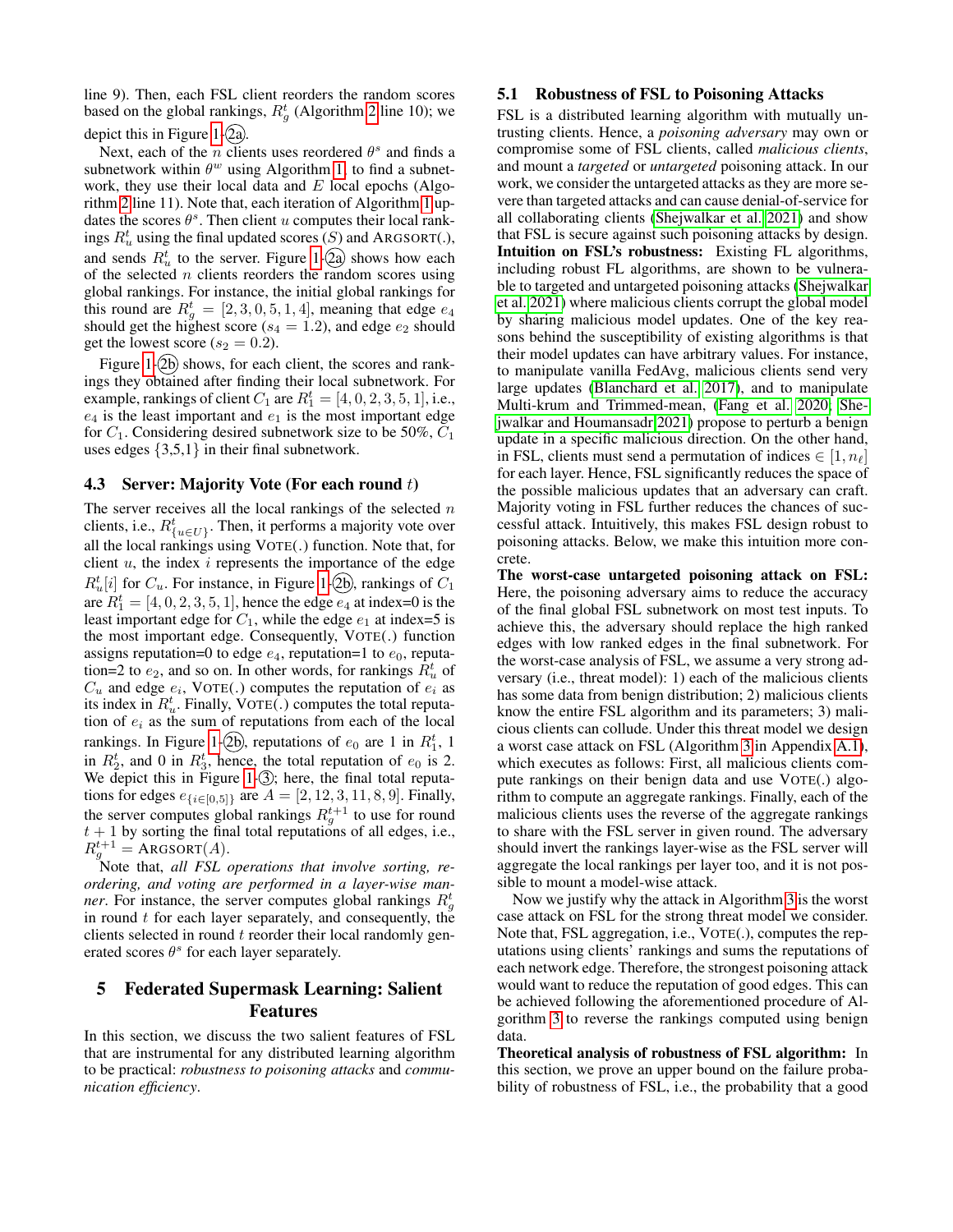line 9). Then, each FSL client reorders the random scores based on the global rankings, $R_g^t$ (Algorithm 2 line 10); we depict this in Figure 1-(2a).

Next, each of the $n$ clients uses reordered $\theta^s$ and finds a subnetwork within $\theta^w$ using Algorithm 1, to find a subnetwork, they use their local data and $E$ local epochs (Algorithm 2 line 11). Note that, each iteration of Algorithm 1 updates the scores $\theta^s$. Then client $u$ computes their local rankings $R_u^t$ using the final updated scores ($S$) and ARGSORT(.), and sends $R_u^t$ to the server. Figure 1-(2a) shows how each of the selected $n$ clients reorders the random scores using global rankings. For instance, the initial global rankings for this round are $R_g^t = [2,3,0,5,1,4]$, meaning that edge $e_4$ should get the highest score ($s_4 = 1.2$), and edge $e_2$ should get the lowest score ($s_2 = 0.2$).

Figure 1-(2b) shows, for each client, the scores and rankings they obtained after finding their local subnetwork. For example, rankings of client $C_1$ are $R_1^t = [4,0,2,3,5,1]$, i.e., $e_4$ is the least important and $e_1$ is the most important edge for $C_1$. Considering desired subnetwork size to be 50%, $C_1$ uses edges {3,5,1} in their final subnetwork.

### 4.3 Server: Majority Vote (For each round $t$)

The server receives all the local rankings of the selected $n$ clients, i.e., $R_{\{u\in U\}}^t$. Then, it performs a majority vote over all the local rankings using VOTE(.) function. Note that, for client $u$, the index $i$ represents the importance of the edge $R_u^t[i]$ for $C_u$. For instance, in Figure 1-(2b), rankings of $C_1$ are $R_1^t = [4,0,2,3,5,1]$, hence the edge $e_4$ at index=0 is the least important edge for $C_1$, while the edge $e_1$ at index=5 is the most important edge. Consequently, VOTE(.) function assigns reputation=0 to edge $e_4$, reputation=1 to $e_0$, reputation=2 to $e_2$, and so on. In other words, for rankings $R_u^t$ of $C_u$ and edge $e_i$, VOTE(.) computes the reputation of $e_i$ as its index in $R_u^t$. Finally, VOTE(.) computes the total reputation of $e_i$ as the sum of reputations from each of the local rankings. In Figure 1-(2b), reputations of $e_0$ are 1 in $R_1^t$, 1 in $R_2^t$, and 0 in $R_3^t$, hence, the total reputation of $e_0$ is 2. We depict this in Figure 1-(3); here, the final total reputations for edges $e_{\{i\in[0,5]\}}$ are $A = [2,12,3,11,8,9]$. Finally, the server computes global rankings $R_g^{t+1}$ to use for round $t+1$ by sorting the final total reputations of all edges, i.e., $R_g^{t+1} = \text{ARGSORT}(A)$.

Note that, *all FSL operations that involve sorting, reordering, and voting are performed in a layer-wise manner*. For instance, the server computes global rankings $R_g^t$ in round $t$ for each layer separately, and consequently, the clients selected in round $t$ reorder their local randomly generated scores $\theta^s$ for each layer separately.

## 5 Federated Supermask Learning: Salient Features

In this section, we discuss the two salient features of FSL that are instrumental for any distributed learning algorithm to be practical: *robustness to poisoning attacks* and *communication efficiency*.

### 5.1 Robustness of FSL to Poisoning Attacks

FSL is a distributed learning algorithm with mutually untrusting clients. Hence, a *poisoning adversary* may own or compromise some of FSL clients, called *malicious clients*, and mount a *targeted* or *untargeted* poisoning attack. In our work, we consider the untargeted attacks as they are more severe than targeted attacks and can cause denial-of-service for all collaborating clients (Shejwalkar et al. 2021) and show that FSL is secure against such poisoning attacks by design.

**Intuition on FSL's robustness:** Existing FL algorithms, including robust FL algorithms, are shown to be vulnerable to targeted and untargeted poisoning attacks (Shejwalkar et al. 2021) where malicious clients corrupt the global model by sharing malicious model updates. One of the key reasons behind the susceptibility of existing algorithms is that their model updates can have arbitrary values. For instance, to manipulate vanilla FedAvg, malicious clients send very large updates (Blanchard et al. 2017), and to manipulate Multi-krum and Trimmed-mean, (Fang et al. 2020; Shejwalkar and Houmansadr 2021) propose to perturb a benign update in a specific malicious direction. On the other hand, in FSL, clients must send a permutation of indices $\in [1, n_\ell]$ for each layer. Hence, FSL significantly reduces the space of the possible malicious updates that an adversary can craft. Majority voting in FSL further reduces the chances of successful attack. Intuitively, this makes FSL design robust to poisoning attacks. Below, we make this intuition more concrete.

**The worst-case untargeted poisoning attack on FSL:** Here, the poisoning adversary aims to reduce the accuracy of the final global FSL subnetwork on most test inputs. To achieve this, the adversary should replace the high ranked edges with low ranked edges in the final subnetwork. For the worst-case analysis of FSL, we assume a very strong adversary (i.e., threat model): 1) each of the malicious clients has some data from benign distribution; 2) malicious clients know the entire FSL algorithm and its parameters; 3) malicious clients can collude. Under this threat model we design a worst case attack on FSL (Algorithm 3 in Appendix A.1), which executes as follows: First, all malicious clients compute rankings on their benign data and use VOTE(.) algorithm to compute an aggregate rankings. Finally, each of the malicious clients uses the reverse of the aggregate rankings to share with the FSL server in given round. The adversary should invert the rankings layer-wise as the FSL server will aggregate the local rankings per layer too, and it is not possible to mount a model-wise attack.

Now we justify why the attack in Algorithm 3 is the worst case attack on FSL for the strong threat model we consider. Note that, FSL aggregation, i.e., VOTE(.), computes the reputations using clients' rankings and sums the reputations of each network edge. Therefore, the strongest poisoning attack would want to reduce the reputation of good edges. This can be achieved following the aforementioned procedure of Algorithm 3 to reverse the rankings computed using benign data.

**Theoretical analysis of robustness of FSL algorithm:** In this section, we prove an upper bound on the failure probability of robustness of FSL, i.e., the probability that a good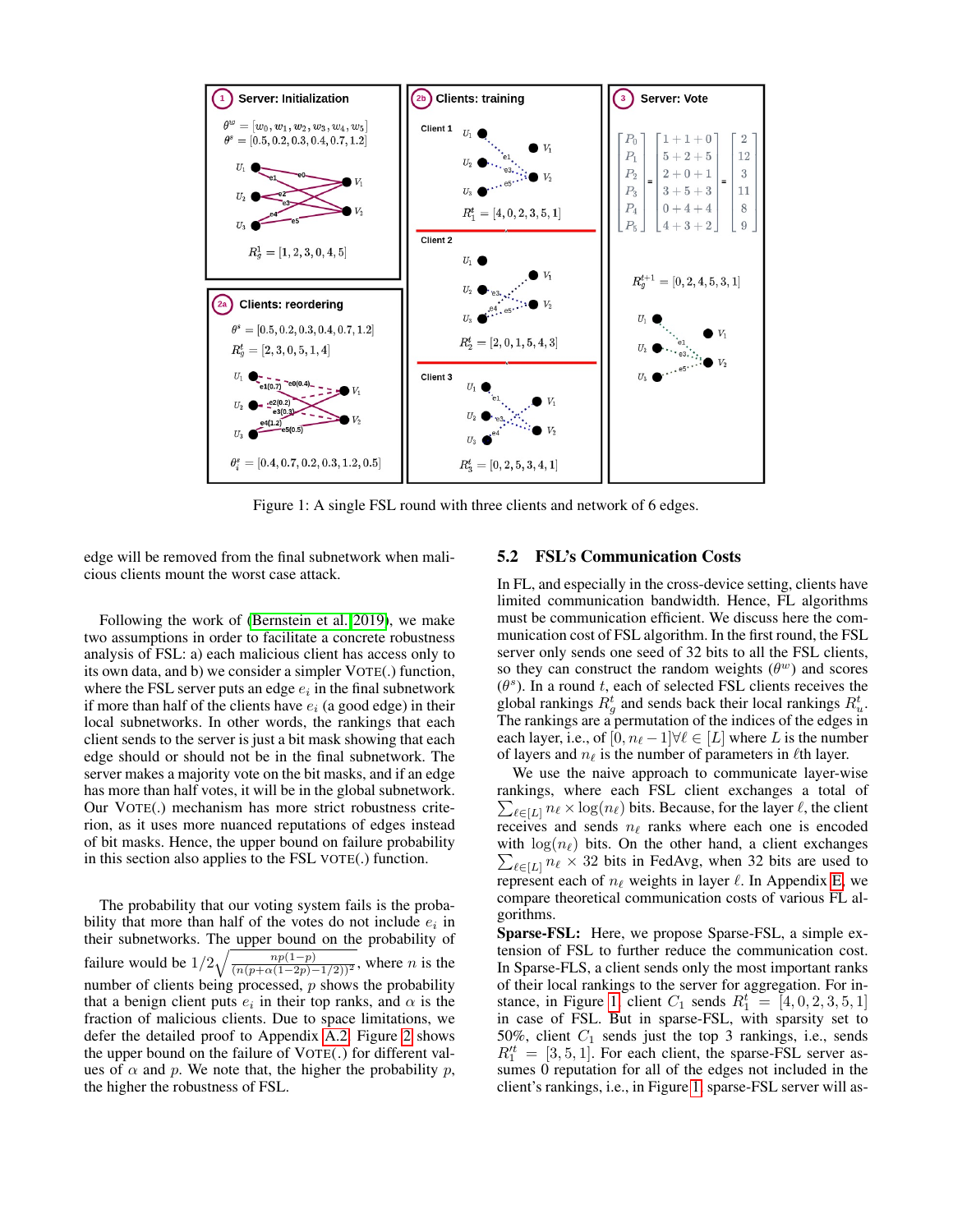Figure 1: A single FSL round with three clients and network of 6 edges.

edge will be removed from the final subnetwork when malicious clients mount the worst case attack.

Following the work of (Bernstein et al. 2019), we make two assumptions in order to facilitate a concrete robustness analysis of FSL: a) each malicious client has access only to its own data, and b) we consider a simpler VOTE(.) function, where the FSL server puts an edge $e_i$ in the final subnetwork if more than half of the clients have $e_i$ (a good edge) in their local subnetworks. In other words, the rankings that each client sends to the server is just a bit mask showing that each edge should or should not be in the final subnetwork. The server makes a majority vote on the bit masks, and if an edge has more than half votes, it will be in the global subnetwork. Our VOTE(.) mechanism has more strict robustness criterion, as it uses more nuanced reputations of edges instead of bit masks. Hence, the upper bound on failure probability in this section also applies to the FSL VOTE(.) function.

The probability that our voting system fails is the probability that more than half of the votes do not include $e_i$ in their subnetworks. The upper bound on the probability of failure would be $1/2\sqrt{\frac{np(1-p)}{(n(p+\alpha(1-2p)-1/2))^2}}$, where $n$ is the number of clients being processed, $p$ shows the probability that a benign client puts $e_i$ in their top ranks, and $\alpha$ is the fraction of malicious clients. Due to space limitations, we defer the detailed proof to Appendix A.2. Figure 2 shows the upper bound on the failure of VOTE(.) for different values of $\alpha$ and $p$. We note that, the higher the probability $p$, the higher the robustness of FSL.

## 5.2 FSL's Communication Costs

In FL, and especially in the cross-device setting, clients have limited communication bandwidth. Hence, FL algorithms must be communication efficient. We discuss here the communication cost of FSL algorithm. In the first round, the FSL server only sends one seed of 32 bits to all the FSL clients, so they can construct the random weights ($\theta^w$) and scores ($\theta^s$). In a round $t$, each of selected FSL clients receives the global rankings $R_g^t$ and sends back their local rankings $R_u^t$. The rankings are a permutation of the indices of the edges in each layer, i.e., of $[0, n_\ell - 1] \forall \ell \in [L]$ where $L$ is the number of layers and $n_\ell$ is the number of parameters in $\ell$th layer.

We use the naive approach to communicate layer-wise rankings, where each FSL client exchanges a total of $\sum_{\ell \in [L]} n_\ell \times \log(n_\ell)$ bits. Because, for the layer $\ell$, the client receives and sends $n_\ell$ ranks where each one is encoded with $\log(n_\ell)$ bits. On the other hand, a client exchanges $\sum_{\ell \in [L]} n_\ell \times 32$ bits in FedAvg, when 32 bits are used to represent each of $n_\ell$ weights in layer $\ell$. In Appendix E, we compare theoretical communication costs of various FL algorithms.

**Sparse-FSL:** Here, we propose Sparse-FSL, a simple extension of FSL to further reduce the communication cost. In Sparse-FLS, a client sends only the most important ranks of their local rankings to the server for aggregation. For instance, in Figure 1 client $C_1$ sends $R_1^t = [4, 0, 2, 3, 5, 1]$ in case of FSL. But in sparse-FSL, with sparsity set to 50%, client $C_1$ sends just the top 3 rankings, i.e., sends $R_1'^t = [3, 5, 1]$. For each client, the sparse-FSL server assumes 0 reputation for all of the edges not included in the client's rankings, i.e., in Figure 1, sparse-FSL server will as-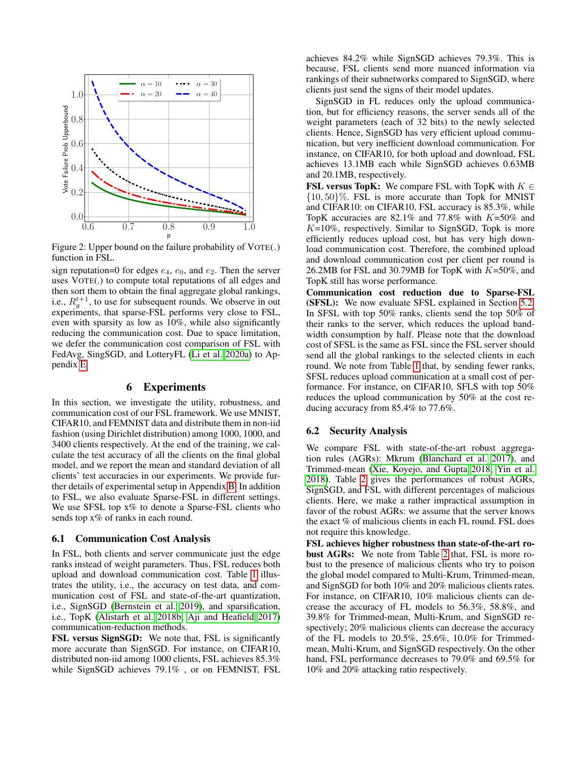Figure 2: Upper bound on the failure probability of VOTE(.) function in FSL.

sign reputation=0 for edges $e_4$, $e_0$, and $e_2$. Then the server uses VOTE(.) to compute total reputations of all edges and then sort them to obtain the final aggregate global rankings, i.e., $R_g^{t+1}$, to use for subsequent rounds. We observe in out experiments, that sparse-FSL performs very close to FSL, even with sparsity as low as 10%, while also significantly reducing the communication cost. Due to space limitation, we defer the communication cost comparison of FSL with FedAvg, SingSGD, and LotteryFL (Li et al. 2020a) to Appendix E.

# 6 Experiments

In this section, we investigate the utility, robustness, and communication cost of our FSL framework. We use MNIST, CIFAR10, and FEMNIST data and distribute them in non-iid fashion (using Dirichlet distribution) among 1000, 1000, and 3400 clients respectively. At the end of the training, we calculate the test accuracy of all the clients on the final global model, and we report the mean and standard deviation of all clients' test accuracies in our experiments. We provide further details of experimental setup in Appendix B. In addition to FSL, we also evaluate Sparse-FSL in different settings. We use SFSL top x% to denote a Sparse-FSL clients who sends top x% of ranks in each round.

## 6.1 Communication Cost Analysis

In FSL, both clients and server communicate just the edge ranks instead of weight parameters. Thus, FSL reduces both upload and download communication cost. Table 1 illustrates the utility, i.e., the accuracy on test data, and communication cost of FSL and state-of-the-art quantization, i.e., SignSGD (Bernstein et al. 2019), and sparsification, i.e., TopK (Alistarh et al. 2018b; Aji and Heafield 2017) communication-reduction methods.

**FSL versus SignSGD:** We note that, FSL is significantly more accurate than SignSGD. For instance, on CIFAR10, distributed non-iid among 1000 clients, FSL achieves 85.3% while SignSGD achieves 79.1% , or on FEMNIST, FSL achieves 84.2% while SignSGD achieves 79.3%. This is because, FSL clients send more nuanced information via rankings of their subnetworks compared to SignSGD, where clients just send the signs of their model updates.

SignSGD in FL reduces only the upload communication, but for efficiency reasons, the server sends all of the weight parameters (each of 32 bits) to the newly selected clients. Hence, SignSGD has very efficient upload communication, but very inefficient download communication. For instance, on CIFAR10, for both upload and download, FSL achieves 13.1MB each while SignSGD achieves 0.63MB and 20.1MB, respectively.

**FSL versus TopK:** We compare FSL with TopK with $K \in \{10, 50\}$%. FSL is more accurate than Topk for MNIST and CIFAR10: on CIFAR10, FSL accuracy is 85.3%, while TopK accuracies are 82.1% and 77.8% with $K$=50% and $K$=10%, respectively. Similar to SignSGD, Topk is more efficiently reduces upload cost, but has very high download communication cost. Therefore, the combined upload and download communication cost per client per round is 26.2MB for FSL and 30.79MB for TopK with $K$=50%, and TopK still has worse performance.

**Communication cost reduction due to Sparse-FSL (SFSL):** We now evaluate SFSL explained in Section 5.2. In SFSL with top 50% ranks, clients send the top 50% of their ranks to the server, which reduces the upload bandwidth consumption by half. Please note that the download cost of SFSL is the same as FSL since the FSL server should send all the global rankings to the selected clients in each round. We note from Table 1 that, by sending fewer ranks, SFSL reduces upload communication at a small cost of performance. For instance, on CIFAR10, SFLS with top 50% reduces the upload communication by 50% at the cost reducing accuracy from 85.4% to 77.6%.

## 6.2 Security Analysis

We compare FSL with state-of-the-art robust aggregation rules (AGRs): Mkrum (Blanchard et al. 2017), and Trimmed-mean (Xie, Koyejo, and Gupta 2018; Yin et al. 2018). Table 2 gives the performances of robust AGRs, SignSGD, and FSL with different percentages of malicious clients. Here, we make a rather impractical assumption in favor of the robust AGRs: we assume that the server knows the exact % of malicious clients in each FL round. FSL does not require this knowledge.

**FSL achieves higher robustness than state-of-the-art robust AGRs:** We note from Table 2 that, FSL is more robust to the presence of malicious clients who try to poison the global model compared to Multi-Krum, Trimmed-mean, and SignSGD for both 10% and 20% malicious clients rates. For instance, on CIFAR10, 10% malicious clients can decrease the accuracy of FL models to 56.3%, 58.8%, and 39.8% for Trimmed-mean, Multi-Krum, and SignSGD respectively; 20% malicious clients can decrease the accuracy of the FL models to 20.5%, 25.6%, 10.0% for Trimmed-mean, Multi-Krum, and SignSGD respectively. On the other hand, FSL performance decreases to 79.0% and 69.5% for 10% and 20% attacking ratio respectively.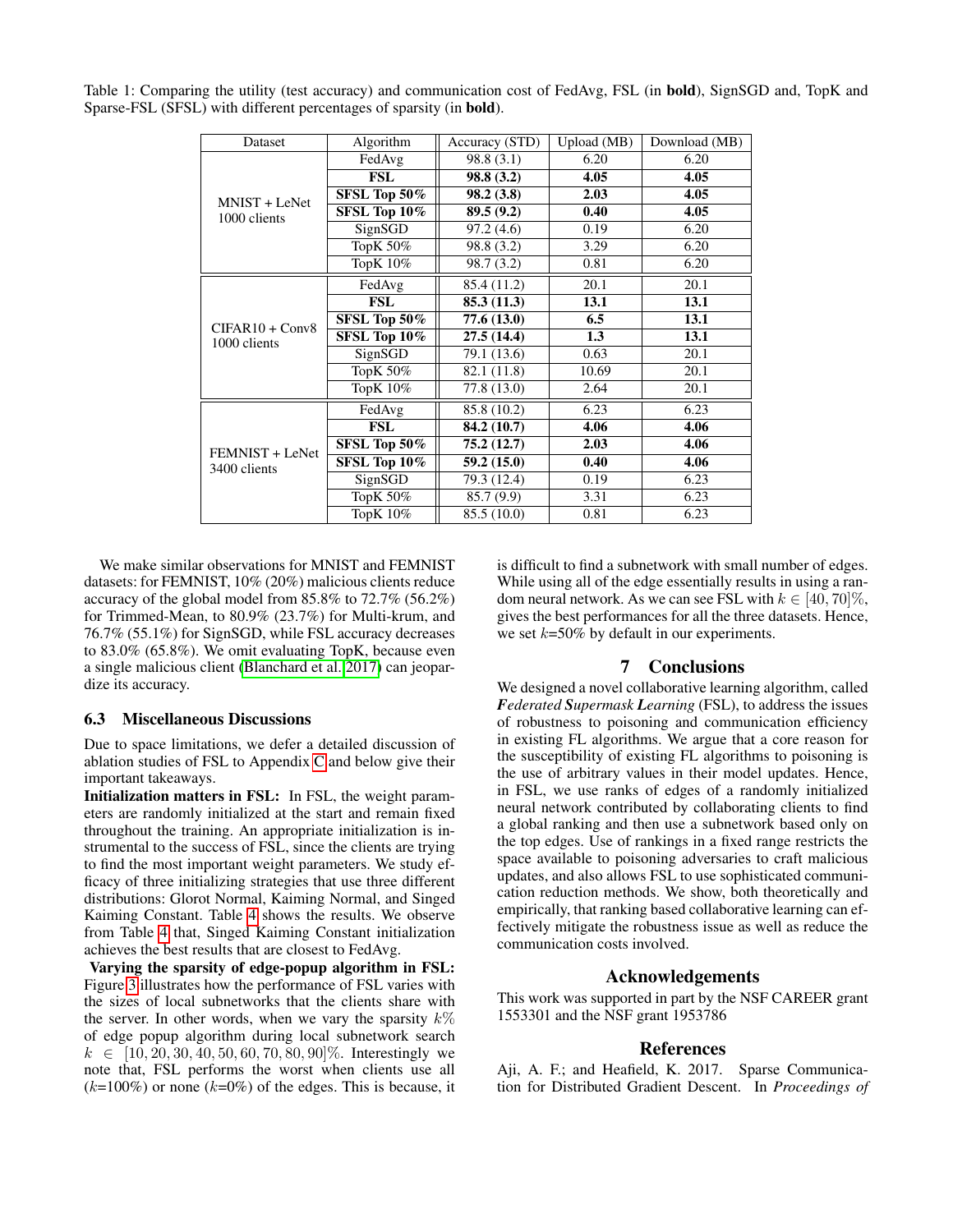Table 1: Comparing the utility (test accuracy) and communication cost of FedAvg, FSL (in **bold**), SignSGD and, TopK and Sparse-FSL (SFSL) with different percentages of sparsity (in **bold**).

| Dataset | Algorithm | Accuracy (STD) | Upload (MB) | Download (MB) |
|---|---|---|---|---|
| MNIST + LeNet 1000 clients | FedAvg | 98.8 (3.1) | 6.20 | 6.20 |
| | **FSL** | **98.8 (3.2)** | **4.05** | **4.05** |
| | **SFSL Top 50%** | **98.2 (3.8)** | **2.03** | **4.05** |
| | **SFSL Top 10%** | **89.5 (9.2)** | **0.40** | **4.05** |
| | SignSGD | 97.2 (4.6) | 0.19 | 6.20 |
| | TopK 50% | 98.8 (3.2) | 3.29 | 6.20 |
| | TopK 10% | 98.7 (3.2) | 0.81 | 6.20 |
| CIFAR10 + Conv8 1000 clients | FedAvg | 85.4 (11.2) | 20.1 | 20.1 |
| | **FSL** | **85.3 (11.3)** | **13.1** | **13.1** |
| | **SFSL Top 50%** | **77.6 (13.0)** | **6.5** | **13.1** |
| | **SFSL Top 10%** | **27.5 (14.4)** | **1.3** | **13.1** |
| | SignSGD | 79.1 (13.6) | 0.63 | 20.1 |
| | TopK 50% | 82.1 (11.8) | 10.69 | 20.1 |
| | TopK 10% | 77.8 (13.0) | 2.64 | 20.1 |
| FEMNIST + LeNet 3400 clients | FedAvg | 85.8 (10.2) | 6.23 | 6.23 |
| | **FSL** | **84.2 (10.7)** | **4.06** | **4.06** |
| | **SFSL Top 50%** | **75.2 (12.7)** | **2.03** | **4.06** |
| | **SFSL Top 10%** | **59.2 (15.0)** | **0.40** | **4.06** |
| | SignSGD | 79.3 (12.4) | 0.19 | 6.23 |
| | TopK 50% | 85.7 (9.9) | 3.31 | 6.23 |
| | TopK 10% | 85.5 (10.0) | 0.81 | 6.23 |

We make similar observations for MNIST and FEMNIST datasets: for FEMNIST, 10% (20%) malicious clients reduce accuracy of the global model from 85.8% to 72.7% (56.2%) for Trimmed-Mean, to 80.9% (23.7%) for Multi-krum, and 76.7% (55.1%) for SignSGD, while FSL accuracy decreases to 83.0% (65.8%). We omit evaluating TopK, because even a single malicious client (Blanchard et al. 2017) can jeopardize its accuracy.

### 6.3 Miscellaneous Discussions

Due to space limitations, we defer a detailed discussion of ablation studies of FSL to Appendix C and below give their important takeaways.

**Initialization matters in FSL:** In FSL, the weight parameters are randomly initialized at the start and remain fixed throughout the training. An appropriate initialization is instrumental to the success of FSL, since the clients are trying to find the most important weight parameters. We study efficacy of three initializing strategies that use three different distributions: Glorot Normal, Kaiming Normal, and Singed Kaiming Constant. Table 4 shows the results. We observe from Table 4 that, Singed Kaiming Constant initialization achieves the best results that are closest to FedAvg.

**Varying the sparsity of edge-popup algorithm in FSL:** Figure 3 illustrates how the performance of FSL varies with the sizes of local subnetworks that the clients share with the server. In other words, when we vary the sparsity $k\%$ of edge popup algorithm during local subnetwork search $k \in [10, 20, 30, 40, 50, 60, 70, 80, 90]\%$. Interestingly we note that, FSL performs the worst when clients use all ($k$=100%) or none ($k$=0%) of the edges. This is because, it is difficult to find a subnetwork with small number of edges. While using all of the edge essentially results in using a random neural network. As we can see FSL with $k \in [40, 70]\%$, gives the best performances for all the three datasets. Hence, we set $k$=50% by default in our experiments.

## 7 Conclusions

We designed a novel collaborative learning algorithm, called ***F****ederated* ***S****upermask* ***L****earning* (FSL), to address the issues of robustness to poisoning and communication efficiency in existing FL algorithms. We argue that a core reason for the susceptibility of existing FL algorithms to poisoning is the use of arbitrary values in their model updates. Hence, in FSL, we use ranks of edges of a randomly initialized neural network contributed by collaborating clients to find a global ranking and then use a subnetwork based only on the top edges. Use of rankings in a fixed range restricts the space available to poisoning adversaries to craft malicious updates, and also allows FSL to use sophisticated communication reduction methods. We show, both theoretically and empirically, that ranking based collaborative learning can effectively mitigate the robustness issue as well as reduce the communication costs involved.

## Acknowledgements

This work was supported in part by the NSF CAREER grant 1553301 and the NSF grant 1953786

## References

Aji, A. F.; and Heafield, K. 2017. Sparse Communication for Distributed Gradient Descent. In *Proceedings of*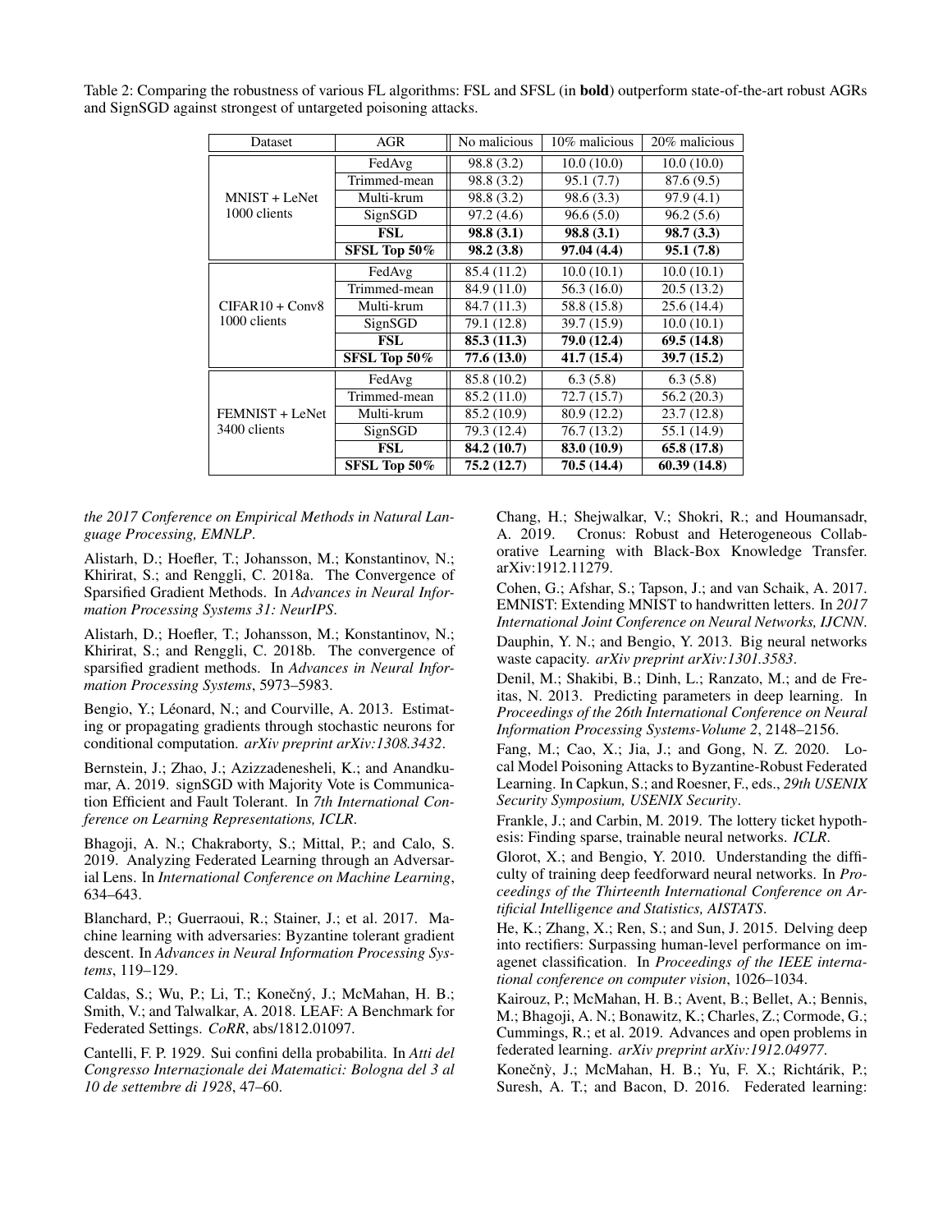Table 2: Comparing the robustness of various FL algorithms: FSL and SFSL (in **bold**) outperform state-of-the-art robust AGRs and SignSGD against strongest of untargeted poisoning attacks.

| Dataset | AGR | No malicious | 10% malicious | 20% malicious |
|---|---|---|---|---|
| MNIST + LeNet 1000 clients | FedAvg | 98.8 (3.2) | 10.0 (10.0) | 10.0 (10.0) |
| | Trimmed-mean | 98.8 (3.2) | 95.1 (7.7) | 87.6 (9.5) |
| | Multi-krum | 98.8 (3.2) | 98.6 (3.3) | 97.9 (4.1) |
| | SignSGD | 97.2 (4.6) | 96.6 (5.0) | 96.2 (5.6) |
| | **FSL** | **98.8 (3.1)** | **98.8 (3.1)** | **98.7 (3.3)** |
| | **SFSL Top 50%** | **98.2 (3.8)** | **97.04 (4.4)** | **95.1 (7.8)** |
| CIFAR10 + Conv8 1000 clients | FedAvg | 85.4 (11.2) | 10.0 (10.1) | 10.0 (10.1) |
| | Trimmed-mean | 84.9 (11.0) | 56.3 (16.0) | 20.5 (13.2) |
| | Multi-krum | 84.7 (11.3) | 58.8 (15.8) | 25.6 (14.4) |
| | SignSGD | 79.1 (12.8) | 39.7 (15.9) | 10.0 (10.1) |
| | **FSL** | **85.3 (11.3)** | **79.0 (12.4)** | **69.5 (14.8)** |
| | **SFSL Top 50%** | **77.6 (13.0)** | **41.7 (15.4)** | **39.7 (15.2)** |
| FEMNIST + LeNet 3400 clients | FedAvg | 85.8 (10.2) | 6.3 (5.8) | 6.3 (5.8) |
| | Trimmed-mean | 85.2 (11.0) | 72.7 (15.7) | 56.2 (20.3) |
| | Multi-krum | 85.2 (10.9) | 80.9 (12.2) | 23.7 (12.8) |
| | SignSGD | 79.3 (12.4) | 76.7 (13.2) | 55.1 (14.9) |
| | **FSL** | **84.2 (10.7)** | **83.0 (10.9)** | **65.8 (17.8)** |
| | **SFSL Top 50%** | **75.2 (12.7)** | **70.5 (14.4)** | **60.39 (14.8)** |

*the 2017 Conference on Empirical Methods in Natural Language Processing, EMNLP*.

Alistarh, D.; Hoefler, T.; Johansson, M.; Konstantinov, N.; Khirirat, S.; and Renggli, C. 2018a. The Convergence of Sparsified Gradient Methods. In *Advances in Neural Information Processing Systems 31: NeurIPS*.

Alistarh, D.; Hoefler, T.; Johansson, M.; Konstantinov, N.; Khirirat, S.; and Renggli, C. 2018b. The convergence of sparsified gradient methods. In *Advances in Neural Information Processing Systems*, 5973–5983.

Bengio, Y.; Léonard, N.; and Courville, A. 2013. Estimating or propagating gradients through stochastic neurons for conditional computation. *arXiv preprint arXiv:1308.3432*.

Bernstein, J.; Zhao, J.; Azizzadenesheli, K.; and Anandkumar, A. 2019. signSGD with Majority Vote is Communication Efficient and Fault Tolerant. In *7th International Conference on Learning Representations, ICLR*.

Bhagoji, A. N.; Chakraborty, S.; Mittal, P.; and Calo, S. 2019. Analyzing Federated Learning through an Adversarial Lens. In *International Conference on Machine Learning*, 634–643.

Blanchard, P.; Guerraoui, R.; Stainer, J.; et al. 2017. Machine learning with adversaries: Byzantine tolerant gradient descent. In *Advances in Neural Information Processing Systems*, 119–129.

Caldas, S.; Wu, P.; Li, T.; Konečný, J.; McMahan, H. B.; Smith, V.; and Talwalkar, A. 2018. LEAF: A Benchmark for Federated Settings. *CoRR*, abs/1812.01097.

Cantelli, F. P. 1929. Sui confini della probabilita. In *Atti del Congresso Internazionale dei Matematici: Bologna del 3 al 10 de settembre di 1928*, 47–60.

Chang, H.; Shejwalkar, V.; Shokri, R.; and Houmansadr, A. 2019. Cronus: Robust and Heterogeneous Collaborative Learning with Black-Box Knowledge Transfer. arXiv:1912.11279.

Cohen, G.; Afshar, S.; Tapson, J.; and van Schaik, A. 2017. EMNIST: Extending MNIST to handwritten letters. In *2017 International Joint Conference on Neural Networks, IJCNN*.

Dauphin, Y. N.; and Bengio, Y. 2013. Big neural networks waste capacity. *arXiv preprint arXiv:1301.3583*.

Denil, M.; Shakibi, B.; Dinh, L.; Ranzato, M.; and de Freitas, N. 2013. Predicting parameters in deep learning. In *Proceedings of the 26th International Conference on Neural Information Processing Systems-Volume 2*, 2148–2156.

Fang, M.; Cao, X.; Jia, J.; and Gong, N. Z. 2020. Local Model Poisoning Attacks to Byzantine-Robust Federated Learning. In Capkun, S.; and Roesner, F., eds., *29th USENIX Security Symposium, USENIX Security*.

Frankle, J.; and Carbin, M. 2019. The lottery ticket hypothesis: Finding sparse, trainable neural networks. *ICLR*.

Glorot, X.; and Bengio, Y. 2010. Understanding the difficulty of training deep feedforward neural networks. In *Proceedings of the Thirteenth International Conference on Artificial Intelligence and Statistics, AISTATS*.

He, K.; Zhang, X.; Ren, S.; and Sun, J. 2015. Delving deep into rectifiers: Surpassing human-level performance on imagenet classification. In *Proceedings of the IEEE international conference on computer vision*, 1026–1034.

Kairouz, P.; McMahan, H. B.; Avent, B.; Bellet, A.; Bennis, M.; Bhagoji, A. N.; Bonawitz, K.; Charles, Z.; Cormode, G.; Cummings, R.; et al. 2019. Advances and open problems in federated learning. *arXiv preprint arXiv:1912.04977*.

Konečnỳ, J.; McMahan, H. B.; Yu, F. X.; Richtárik, P.; Suresh, A. T.; and Bacon, D. 2016. Federated learning: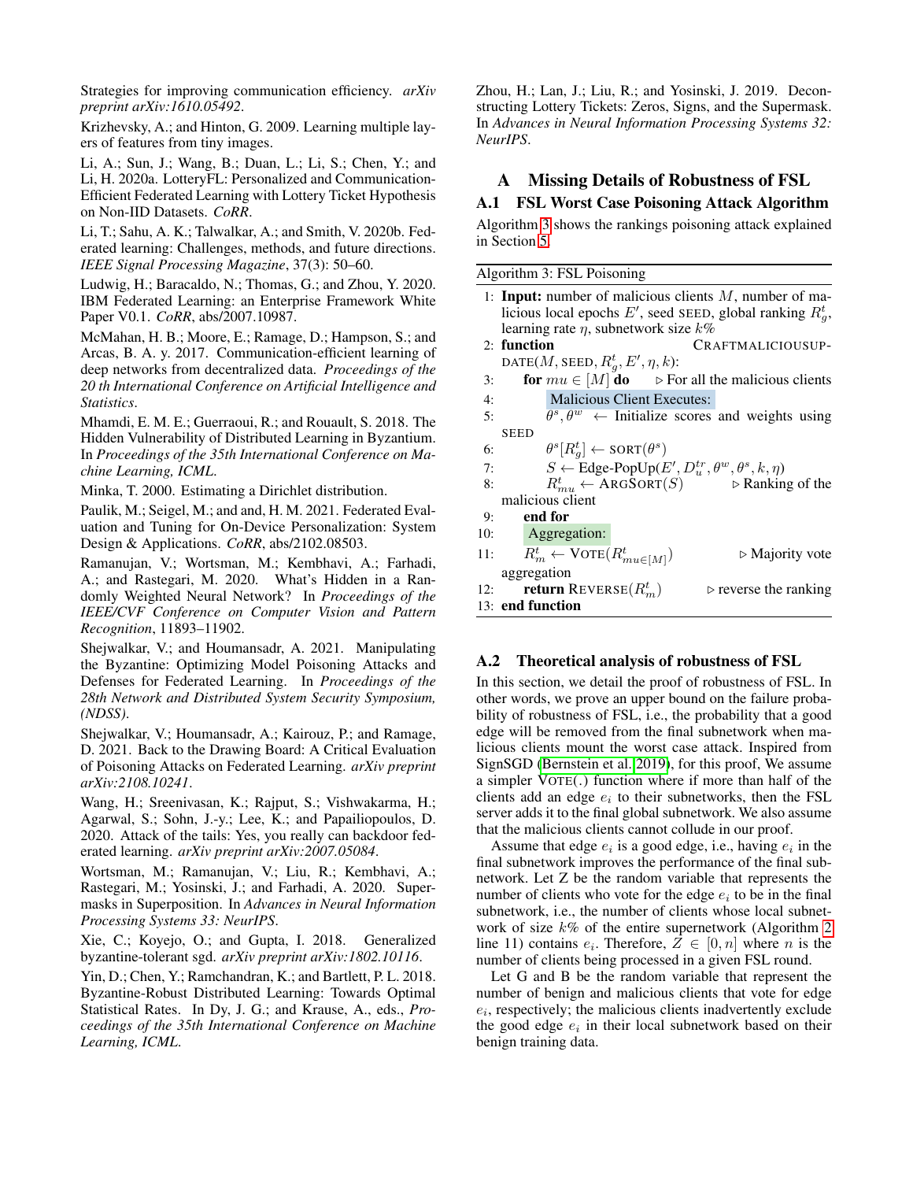Strategies for improving communication efficiency. *arXiv preprint arXiv:1610.05492*.

Krizhevsky, A.; and Hinton, G. 2009. Learning multiple layers of features from tiny images.

Li, A.; Sun, J.; Wang, B.; Duan, L.; Li, S.; Chen, Y.; and Li, H. 2020a. LotteryFL: Personalized and Communication-Efficient Federated Learning with Lottery Ticket Hypothesis on Non-IID Datasets. *CoRR*.

Li, T.; Sahu, A. K.; Talwalkar, A.; and Smith, V. 2020b. Federated learning: Challenges, methods, and future directions. *IEEE Signal Processing Magazine*, 37(3): 50–60.

Ludwig, H.; Baracaldo, N.; Thomas, G.; and Zhou, Y. 2020. IBM Federated Learning: an Enterprise Framework White Paper V0.1. *CoRR*, abs/2007.10987.

McMahan, H. B.; Moore, E.; Ramage, D.; Hampson, S.; and Arcas, B. A. y. 2017. Communication-efficient learning of deep networks from decentralized data. *Proceedings of the 20 th International Conference on Artificial Intelligence and Statistics*.

Mhamdi, E. M. E.; Guerraoui, R.; and Rouault, S. 2018. The Hidden Vulnerability of Distributed Learning in Byzantium. In *Proceedings of the 35th International Conference on Machine Learning, ICML*.

Minka, T. 2000. Estimating a Dirichlet distribution.

Paulik, M.; Seigel, M.; and and, H. M. 2021. Federated Evaluation and Tuning for On-Device Personalization: System Design & Applications. *CoRR*, abs/2102.08503.

Ramanujan, V.; Wortsman, M.; Kembhavi, A.; Farhadi, A.; and Rastegari, M. 2020. What's Hidden in a Randomly Weighted Neural Network? In *Proceedings of the IEEE/CVF Conference on Computer Vision and Pattern Recognition*, 11893–11902.

Shejwalkar, V.; and Houmansadr, A. 2021. Manipulating the Byzantine: Optimizing Model Poisoning Attacks and Defenses for Federated Learning. In *Proceedings of the 28th Network and Distributed System Security Symposium, (NDSS)*.

Shejwalkar, V.; Houmansadr, A.; Kairouz, P.; and Ramage, D. 2021. Back to the Drawing Board: A Critical Evaluation of Poisoning Attacks on Federated Learning. *arXiv preprint arXiv:2108.10241*.

Wang, H.; Sreenivasan, K.; Rajput, S.; Vishwakarma, H.; Agarwal, S.; Sohn, J.-y.; Lee, K.; and Papailiopoulos, D. 2020. Attack of the tails: Yes, you really can backdoor federated learning. *arXiv preprint arXiv:2007.05084*.

Wortsman, M.; Ramanujan, V.; Liu, R.; Kembhavi, A.; Rastegari, M.; Yosinski, J.; and Farhadi, A. 2020. Supermasks in Superposition. In *Advances in Neural Information Processing Systems 33: NeurIPS*.

Xie, C.; Koyejo, O.; and Gupta, I. 2018. Generalized byzantine-tolerant sgd. *arXiv preprint arXiv:1802.10116*.

Yin, D.; Chen, Y.; Ramchandran, K.; and Bartlett, P. L. 2018. Byzantine-Robust Distributed Learning: Towards Optimal Statistical Rates. In Dy, J. G.; and Krause, A., eds., *Proceedings of the 35th International Conference on Machine Learning, ICML*.

Zhou, H.; Lan, J.; Liu, R.; and Yosinski, J. 2019. Deconstructing Lottery Tickets: Zeros, Signs, and the Supermask. In *Advances in Neural Information Processing Systems 32: NeurIPS*.

# A Missing Details of Robustness of FSL

## A.1 FSL Worst Case Poisoning Attack Algorithm

Algorithm 3 shows the rankings poisoning attack explained in Section 5.

**Algorithm 3:** FSL Poisoning

```
1:  Input: number of malicious clients M, number of malicious local epochs E', seed SEED, global ranking R_g^t, learning rate η, subnetwork size k%
2:  function CRAFTMALICIOUSUPDATE(M, SEED, R_g^t, E', η, k):
3:      for mu ∈ [M] do                      ▷ For all the malicious clients
4:          Malicious Client Executes:
5:          θ^s, θ^w ← Initialize scores and weights using SEED
6:          θ^s[R_g^t] ← SORT(θ^s)
7:          S ← Edge-PopUp(E', D_u^tr, θ^w, θ^s, k, η)
8:          R_mu^t ← ARGSORT(S)              ▷ Ranking of the malicious client
9:      end for
10:     Aggregation:
11:     R_m^t ← VOTE(R_{mu∈[M]}^t)           ▷ Majority vote aggregation
12:     return REVERSE(R_m^t)                ▷ reverse the ranking
13: end function
```

## A.2 Theoretical analysis of robustness of FSL

In this section, we detail the proof of robustness of FSL. In other words, we prove an upper bound on the failure probability of robustness of FSL, i.e., the probability that a good edge will be removed from the final subnetwork when malicious clients mount the worst case attack. Inspired from SignSGD (Bernstein et al. 2019), for this proof, We assume a simpler VOTE(.) function where if more than half of the clients add an edge $e_i$ to their subnetworks, then the FSL server adds it to the final global subnetwork. We also assume that the malicious clients cannot collude in our proof.

Assume that edge $e_i$ is a good edge, i.e., having $e_i$ in the final subnetwork improves the performance of the final subnetwork. Let Z be the random variable that represents the number of clients who vote for the edge $e_i$ to be in the final subnetwork, i.e., the number of clients whose local subnetwork of size $k$% of the entire supernetwork (Algorithm 2 line 11) contains $e_i$. Therefore, $Z \in [0, n]$ where $n$ is the number of clients being processed in a given FSL round.

Let G and B be the random variable that represent the number of benign and malicious clients that vote for edge $e_i$, respectively; the malicious clients inadvertently exclude the good edge $e_i$ in their local subnetwork based on their benign training data.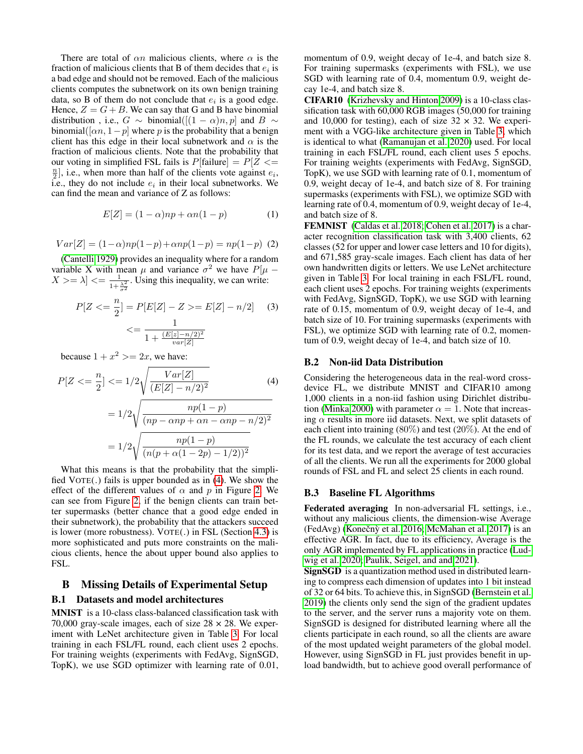There are total of $\alpha n$ malicious clients, where $\alpha$ is the fraction of malicious clients that B of them decides that $e_i$ is a bad edge and should not be removed. Each of the malicious clients computes the subnetwork on its own benign training data, so B of them do not conclude that $e_i$ is a good edge. Hence, $Z = G + B$. We can say that G and B have binomial distribution , i.e., $G \sim$ binomial($[(1-\alpha)n, p]$ and $B \sim$ binomial($[\alpha n, 1-p]$ where $p$ is the probability that a benign client has this edge in their local subnetwork and $\alpha$ is the fraction of malicious clients. Note that the probability that our voting in simplified FSL fails is $P[\text{failure}] = P[Z <= \frac{n}{2}]$, i.e., when more than half of the clients vote against $e_i$, i.e., they do not include $e_i$ in their local subnetworks. We can find the mean and variance of Z as follows:

$$E[Z] = (1-\alpha)np + \alpha n(1-p) \tag{1}$$

$$Var[Z] = (1-\alpha)np(1-p) + \alpha np(1-p) = np(1-p) \tag{2}$$

(Cantelli 1929) provides an inequality where for a random variable X with mean $\mu$ and variance $\sigma^2$ we have $P[\mu - X >= \lambda] <= \frac{1}{1+\frac{\lambda^2}{\sigma^2}}$. Using this inequality, we can write:

$$\begin{aligned} P[Z <= \frac{n}{2}] &= P[E[Z] - Z >= E[Z] - n/2] \\ &<= \frac{1}{1 + \frac{(E[z]-n/2)^2}{var[Z]}} \end{aligned} \tag{3}$$

because $1 + x^2 >= 2x$, we have:

$$\begin{aligned} P[Z <= \frac{n}{2}] &<= 1/2\sqrt{\frac{Var[Z]}{(E[Z]-n/2)^2}} \\ &= 1/2\sqrt{\frac{np(1-p)}{(np - \alpha np + \alpha n - \alpha np - n/2)^2}} \\ &= 1/2\sqrt{\frac{np(1-p)}{(n(p + \alpha(1-2p) - 1/2))^2}} \end{aligned} \tag{4}$$

What this means is that the probability that the simplified VOTE(.) fails is upper bounded as in (4). We show the effect of the different values of $\alpha$ and $p$ in Figure 2. We can see from Figure 2, if the benign clients can train better supermasks (better chance that a good edge ended in their subnetwork), the probability that the attackers succeed is lower (more robustness). VOTE(.) in FSL (Section 4.3) is more sophisticated and puts more constraints on the malicious clients, hence the about upper bound also applies to FSL.

# B Missing Details of Experimental Setup

## B.1 Datasets and model architectures

**MNIST** is a 10-class class-balanced classification task with 70,000 gray-scale images, each of size 28 × 28. We experiment with LeNet architecture given in Table 3. For local training in each FSL/FL round, each client uses 2 epochs. For training weights (experiments with FedAvg, SignSGD, TopK), we use SGD optimizer with learning rate of 0.01, momentum of 0.9, weight decay of 1e-4, and batch size 8. For training supermasks (experiments with FSL), we use SGD with learning rate of 0.4, momentum 0.9, weight decay 1e-4, and batch size 8.

**CIFAR10** (Krizhevsky and Hinton 2009) is a 10-class classification task with 60,000 RGB images (50,000 for training and 10,000 for testing), each of size 32 × 32. We experiment with a VGG-like architecture given in Table 3, which is identical to what (Ramanujan et al. 2020) used. For local training in each FSL/FL round, each client uses 5 epochs. For training weights (experiments with FedAvg, SignSGD, TopK), we use SGD with learning rate of 0.1, momentum of 0.9, weight decay of 1e-4, and batch size of 8. For training supermasks (experiments with FSL), we optimize SGD with learning rate of 0.4, momentum of 0.9, weight decay of 1e-4, and batch size of 8.

**FEMNIST** (Caldas et al. 2018; Cohen et al. 2017) is a character recognition classification task with 3,400 clients, 62 classes (52 for upper and lower case letters and 10 for digits), and 671,585 gray-scale images. Each client has data of her own handwritten digits or letters. We use LeNet architecture given in Table 3. For local training in each FSL/FL round, each client uses 2 epochs. For training weights (experiments with FedAvg, SignSGD, TopK), we use SGD with learning rate of 0.15, momentum of 0.9, weight decay of 1e-4, and batch size of 10. For training supermasks (experiments with FSL), we optimize SGD with learning rate of 0.2, momentum of 0.9, weight decay of 1e-4, and batch size of 10.

## B.2 Non-iid Data Distribution

Considering the heterogeneous data in the real-word cross-device FL, we distribute MNIST and CIFAR10 among 1,000 clients in a non-iid fashion using Dirichlet distribution (Minka 2000) with parameter $\alpha = 1$. Note that increasing $\alpha$ results in more iid datasets. Next, we split datasets of each client into training (80%) and test (20%). At the end of the FL rounds, we calculate the test accuracy of each client for its test data, and we report the average of test accuracies of all the clients. We run all the experiments for 2000 global rounds of FSL and FL and select 25 clients in each round.

## B.3 Baseline FL Algorithms

**Federated averaging** In non-adversarial FL settings, i.e., without any malicious clients, the dimension-wise Average (FedAvg) (Konečný et al. 2016; McMahan et al. 2017) is an effective AGR. In fact, due to its efficiency, Average is the only AGR implemented by FL applications in practice (Ludwig et al. 2020; Paulik, Seigel, and and 2021).

**SignSGD** is a quantization method used in distributed learning to compress each dimension of updates into 1 bit instead of 32 or 64 bits. To achieve this, in SignSGD (Bernstein et al. 2019) the clients only send the sign of the gradient updates to the server, and the server runs a majority vote on them. SignSGD is designed for distributed learning where all the clients participate in each round, so all the clients are aware of the most updated weight parameters of the global model. However, using SignSGD in FL just provides benefit in upload bandwidth, but to achieve good overall performance of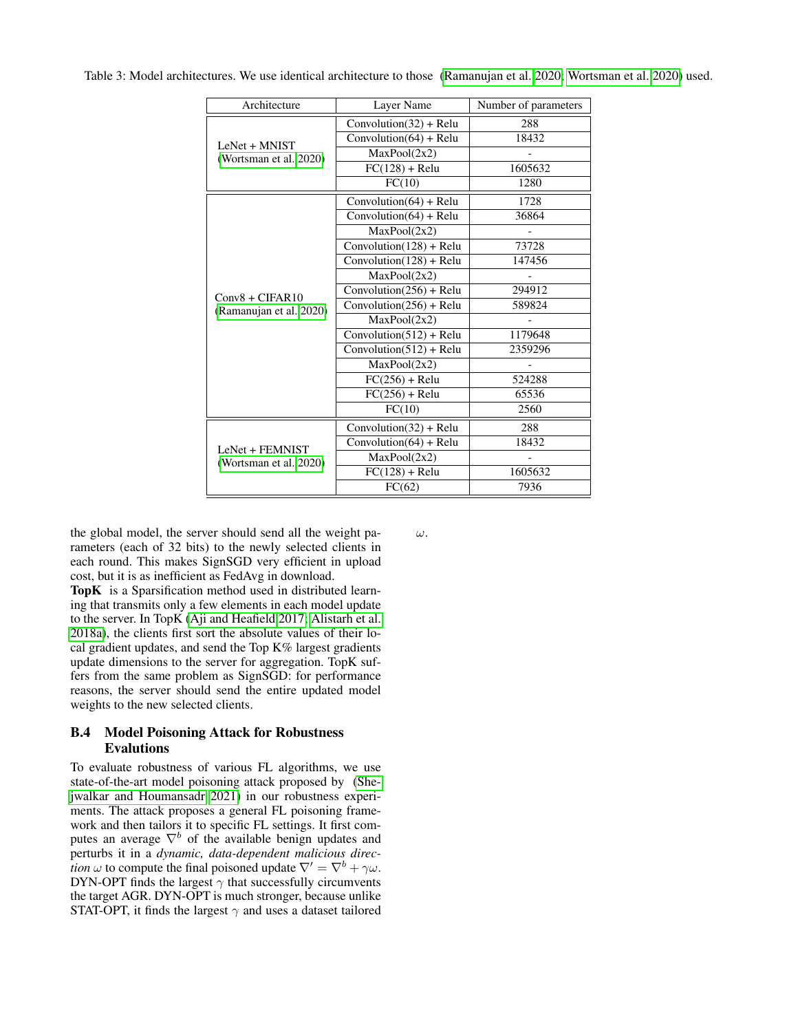Table 3: Model architectures. We use identical architecture to those (Ramanujan et al. 2020; Wortsman et al. 2020) used.

| Architecture | Layer Name | Number of parameters |
|---|---|---|
| LeNet + MNIST (Wortsman et al. 2020) | Convolution(32) + Relu | 288 |
| | Convolution(64) + Relu | 18432 |
| | MaxPool(2x2) | - |
| | FC(128) + Relu | 1605632 |
| | FC(10) | 1280 |
| Conv8 + CIFAR10 (Ramanujan et al. 2020) | Convolution(64) + Relu | 1728 |
| | Convolution(64) + Relu | 36864 |
| | MaxPool(2x2) | - |
| | Convolution(128) + Relu | 73728 |
| | Convolution(128) + Relu | 147456 |
| | MaxPool(2x2) | - |
| | Convolution(256) + Relu | 294912 |
| | Convolution(256) + Relu | 589824 |
| | MaxPool(2x2) | - |
| | Convolution(512) + Relu | 1179648 |
| | Convolution(512) + Relu | 2359296 |
| | MaxPool(2x2) | - |
| | FC(256) + Relu | 524288 |
| | FC(256) + Relu | 65536 |
| | FC(10) | 2560 |
| LeNet + FEMNIST (Wortsman et al. 2020) | Convolution(32) + Relu | 288 |
| | Convolution(64) + Relu | 18432 |
| | MaxPool(2x2) | - |
| | FC(128) + Relu | 1605632 |
| | FC(62) | 7936 |

the global model, the server should send all the weight parameters (each of 32 bits) to the newly selected clients in each round. This makes SignSGD very efficient in upload cost, but it is as inefficient as FedAvg in download.

**TopK** is a Sparsification method used in distributed learning that transmits only a few elements in each model update to the server. In TopK (Aji and Heafield 2017; Alistarh et al. 2018a), the clients first sort the absolute values of their local gradient updates, and send the Top K% largest gradients update dimensions to the server for aggregation. TopK suffers from the same problem as SignSGD: for performance reasons, the server should send the entire updated model weights to the new selected clients.

### B.4 Model Poisoning Attack for Robustness Evalutions

To evaluate robustness of various FL algorithms, we use state-of-the-art model poisoning attack proposed by (Shejwalkar and Houmansadr 2021) in our robustness experiments. The attack proposes a general FL poisoning framework and then tailors it to specific FL settings. It first computes an average $\nabla^b$ of the available benign updates and perturbs it in a *dynamic, data-dependent malicious direction* $\omega$ to compute the final poisoned update $\nabla' = \nabla^b + \gamma\omega$. DYN-OPT finds the largest $\gamma$ that successfully circumvents the target AGR. DYN-OPT is much stronger, because unlike STAT-OPT, it finds the largest $\gamma$ and uses a dataset tailored $\omega$.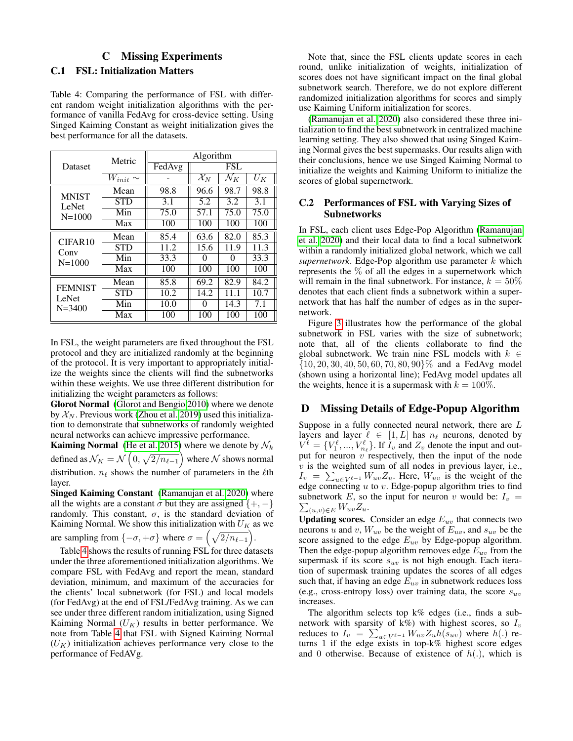# C Missing Experiments

## C.1 FSL: Initialization Matters

Table 4: Comparing the performance of FSL with different random weight initialization algorithms with the performance of vanilla FedAvg for cross-device setting. Using Singed Kaiming Constant as weight initialization gives the best performance for all the datasets.

| Dataset | Metric | Algorithm | | | |
|---|---|---|---|---|---|
| | | FedAvg | FSL | | |
| | $W_{init} \sim$ | - | $\mathcal{X}_N$ | $\mathcal{N}_K$ | $U_K$ |
| MNIST LeNet N=1000 | Mean | 98.8 | 96.6 | 98.7 | 98.8 |
| | STD | 3.1 | 5.2 | 3.2 | 3.1 |
| | Min | 75.0 | 57.1 | 75.0 | 75.0 |
| | Max | 100 | 100 | 100 | 100 |
| CIFAR10 Conv N=1000 | Mean | 85.4 | 63.6 | 82.0 | 85.3 |
| | STD | 11.2 | 15.6 | 11.9 | 11.3 |
| | Min | 33.3 | 0 | 0 | 33.3 |
| | Max | 100 | 100 | 100 | 100 |
| FEMNIST LeNet N=3400 | Mean | 85.8 | 69.2 | 82.9 | 84.2 |
| | STD | 10.2 | 14.2 | 11.1 | 10.7 |
| | Min | 10.0 | 0 | 14.3 | 7.1 |
| | Max | 100 | 100 | 100 | 100 |

In FSL, the weight parameters are fixed throughout the FSL protocol and they are initialized randomly at the beginning of the protocol. It is very important to appropriately initialize the weights since the clients will find the subnetworks within these weights. We use three different distribution for initializing the weight parameters as follows:

**Glorot Normal** (Glorot and Bengio 2010) where we denote by $\mathcal{X}_N$. Previous work (Zhou et al. 2019) used this initialization to demonstrate that subnetworks of randomly weighted neural networks can achieve impressive performance.

**Kaiming Normal** (He et al. 2015) where we denote by $\mathcal{N}_k$ defined as $\mathcal{N}_K = \mathcal{N}\left(0, \sqrt{2/n_{\ell-1}}\right)$ where $\mathcal{N}$ shows normal distribution. $n_\ell$ shows the number of parameters in the $\ell$th layer.

**Singed Kaiming Constant** (Ramanujan et al. 2020) where all the wights are a constant $\sigma$ but they are assigned $\{+,-\}$ randomly. This constant, $\sigma$, is the standard deviation of Kaiming Normal. We show this initialization with $U_K$ as we are sampling from $\{-\sigma,+\sigma\}$ where $\sigma = \left(\sqrt{2/n_{\ell-1}}\right)$.

Table 4 shows the results of running FSL for three datasets under the three aforementioned initialization algorithms. We compare FSL with FedAvg and report the mean, standard deviation, minimum, and maximum of the accuracies for the clients' local subnetwork (for FSL) and local models (for FedAvg) at the end of FSL/FedAvg training. As we can see under three different random initialization, using Signed Kaiming Normal ($U_K$) results in better performance. We note from Table 4 that FSL with Signed Kaiming Normal ($U_K$) initialization achieves performance very close to the performance of FedAVg.

Note that, since the FSL clients update scores in each round, unlike initialization of weights, initialization of scores does not have significant impact on the final global subnetwork search. Therefore, we do not explore different randomized initialization algorithms for scores and simply use Kaiming Uniform initialization for scores.

(Ramanujan et al. 2020) also considered these three initialization to find the best subnetwork in centralized machine learning setting. They also showed that using Singed Kaiming Normal gives the best supermasks. Our results align with their conclusions, hence we use Singed Kaiming Normal to initialize the weights and Kaiming Uniform to initialize the scores of global supernetwork.

## C.2 Performances of FSL with Varying Sizes of Subnetworks

In FSL, each client uses Edge-Pop Algorithm (Ramanujan et al. 2020) and their local data to find a local subnetwork within a randomly initialized global network, which we call *supernetwork*. Edge-Pop algorithm use parameter $k$ which represents the % of all the edges in a supernetwork which will remain in the final subnetwork. For instance, $k = 50\%$ denotes that each client finds a subnetwork within a supernetwork that has half the number of edges as in the supernetwork.

Figure 3 illustrates how the performance of the global subnetwork in FSL varies with the size of subnetwork; note that, all of the clients collaborate to find the global subnetwork. We train nine FSL models with $k \in \{10, 20, 30, 40, 50, 60, 70, 80, 90\}\%$ and a FedAvg model (shown using a horizontal line); FedAvg model updates all the weights, hence it is a supermask with $k = 100\%$.

# D Missing Details of Edge-Popup Algorithm

Suppose in a fully connected neural network, there are $L$ layers and layer $\ell \in [1, L]$ has $n_\ell$ neurons, denoted by $V^\ell = \{V_1^\ell, ..., V_{n_\ell}^\ell\}$. If $I_v$ and $Z_v$ denote the input and output for neuron $v$ respectively, then the input of the node $v$ is the weighted sum of all nodes in previous layer, i.e., $I_v = \sum_{u \in V^{\ell-1}} W_{uv} Z_u$. Here, $W_{uv}$ is the weight of the edge connecting $u$ to $v$. Edge-popup algorithm tries to find subnetwork $E$, so the input for neuron $v$ would be: $I_v = \sum_{(u,v) \in E} W_{uv} Z_u$.

**Updating scores.** Consider an edge $E_{uv}$ that connects two neurons $u$ and $v$, $W_{uv}$ be the weight of $E_{uv}$, and $s_{uv}$ be the score assigned to the edge $E_{uv}$ by Edge-popup algorithm. Then the edge-popup algorithm removes edge $E_{uv}$ from the supermask if its score $s_{uv}$ is not high enough. Each iteration of supermask training updates the scores of all edges such that, if having an edge $E_{uv}$ in subnetwork reduces loss (e.g., cross-entropy loss) over training data, the score $s_{uv}$ increases.

The algorithm selects top k% edges (i.e., finds a subnetwork with sparsity of k%) with highest scores, so $I_v$ reduces to $I_v = \sum_{u \in V^{\ell-1}} W_{uv} Z_u h(s_{uv})$ where $h(.)$ returns 1 if the edge exists in top-k% highest score edges and 0 otherwise. Because of existence of $h(.)$, which is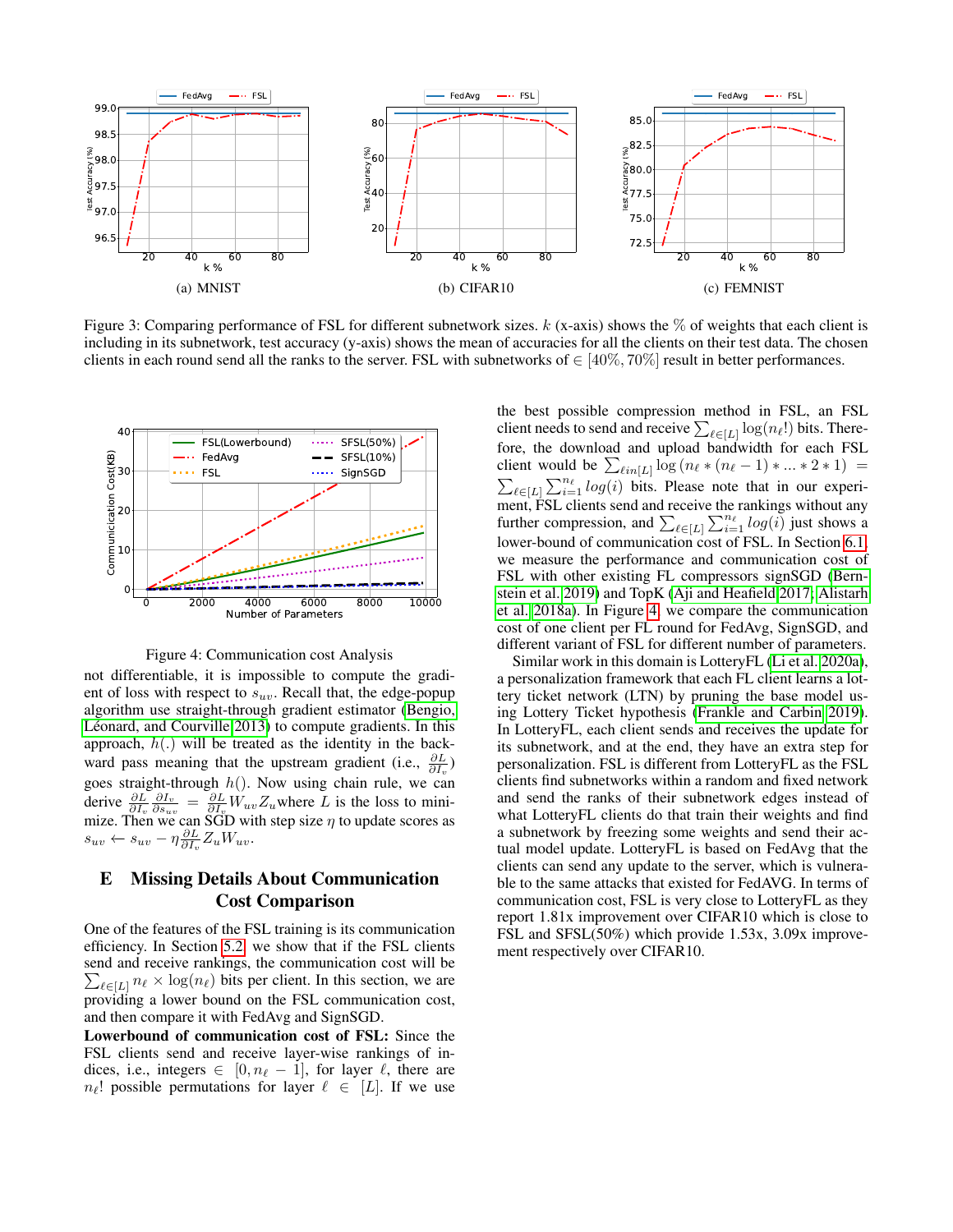FedAvg FSL

Test Accuracy (%)

99.0
98.5
98.0
97.5
97.0
96.5

20 40 60 80

k %

(a) MNIST

FedAvg FSL

Test Accuracy (%)

80
60
40
20

20 40 60 80

k %

(b) CIFAR10

FedAvg FSL

Test Accuracy (%)

85.0
82.5
80.0
77.5
75.0
72.5

20 40 60 80

k %

(c) FEMNIST

Figure 3: Comparing performance of FSL for different subnetwork sizes. $k$ (x-axis) shows the % of weights that each client is including in its subnetwork, test accuracy (y-axis) shows the mean of accuracies for all the clients on their test data. The chosen clients in each round send all the ranks to the server. FSL with subnetworks of $\in [40\%, 70\%]$ result in better performances.

FSL(Lowerbound) SFSL(50%)
FedAvg SFSL(10%)
FSL SignSGD

Communication Cost(KB)

40
30
20
10
0

0 2000 4000 6000 8000 10000

Number of Parameters

Figure 4: Communication cost Analysis

not differentiable, it is impossible to compute the gradient of loss with respect to $s_{uv}$. Recall that, the edge-popup algorithm use straight-through gradient estimator (Bengio, Léonard, and Courville 2013) to compute gradients. In this approach, $h(.)$ will be treated as the identity in the backward pass meaning that the upstream gradient (i.e., $\frac{\partial L}{\partial I_v}$) goes straight-through $h()$. Now using chain rule, we can derive $\frac{\partial L}{\partial I_v}\frac{\partial I_v}{\partial s_{uv}} = \frac{\partial L}{\partial I_v}W_{uv}Z_u$where $L$ is the loss to minimize. Then we can SGD with step size $\eta$ to update scores as $s_{uv} \leftarrow s_{uv} - \eta\frac{\partial L}{\partial I_v}Z_uW_{uv}$.

## E Missing Details About Communication Cost Comparison

One of the features of the FSL training is its communication efficiency. In Section 5.2, we show that if the FSL clients send and receive rankings, the communication cost will be $\sum_{\ell\in[L]} n_\ell \times \log(n_\ell)$ bits per client. In this section, we are providing a lower bound on the FSL communication cost, and then compare it with FedAvg and SignSGD.

**Lowerbound of communication cost of FSL:** Since the FSL clients send and receive layer-wise rankings of indices, i.e., integers $\in [0, n_\ell - 1]$, for layer $\ell$, there are $n_\ell!$ possible permutations for layer $\ell \in [L]$. If we use the best possible compression method in FSL, an FSL client needs to send and receive $\sum_{\ell\in[L]}\log(n_\ell!)$ bits. Therefore, the download and upload bandwidth for each FSL client would be $\sum_{\ell in[L]}\log{(n_\ell * (n_\ell - 1) * ... * 2 * 1)} = \sum_{\ell\in[L]}\sum_{i=1}^{n_\ell} log(i)$ bits. Please note that in our experiment, FSL clients send and receive the rankings without any further compression, and $\sum_{\ell\in[L]}\sum_{i=1}^{n_\ell} log(i)$ just shows a lower-bound of communication cost of FSL. In Section 6.1, we measure the performance and communication cost of FSL with other existing FL compressors signSGD (Bernstein et al. 2019) and TopK (Aji and Heafield 2017; Alistarh et al. 2018a). In Figure 4, we compare the communication cost of one client per FL round for FedAvg, SignSGD, and different variant of FSL for different number of parameters.

Similar work in this domain is LotteryFL (Li et al. 2020a), a personalization framework that each FL client learns a lottery ticket network (LTN) by pruning the base model using Lottery Ticket hypothesis (Frankle and Carbin 2019). In LotteryFL, each client sends and receives the update for its subnetwork, and at the end, they have an extra step for personalization. FSL is different from LotteryFL as the FSL clients find subnetworks within a random and fixed network and send the ranks of their subnetwork edges instead of what LotteryFL clients do that train their weights and find a subnetwork by freezing some weights and send their actual model update. LotteryFL is based on FedAvg that the clients can send any update to the server, which is vulnerable to the same attacks that existed for FedAVG. In terms of communication cost, FSL is very close to LotteryFL as they report 1.81x improvement over CIFAR10 which is close to FSL and SFSL(50%) which provide 1.53x, 3.09x improvement respectively over CIFAR10.